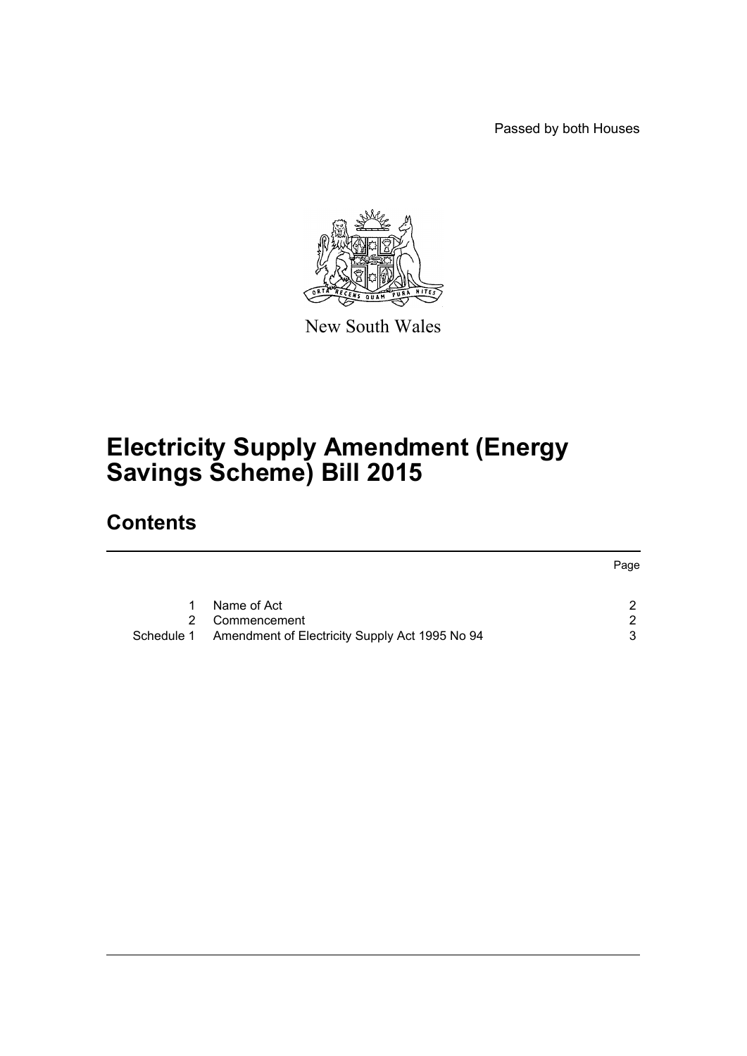Passed by both Houses

New South Wales

# Electricity Supply Amendment (Energy Savings Scheme) Bill 2015

## Contents

| | | Page |
|---|---|---|
| 1 | Name of Act | 2 |
| 2 | Commencement | 2 |
| Schedule 1 | Amendment of Electricity Supply Act 1995 No 94 | 3 |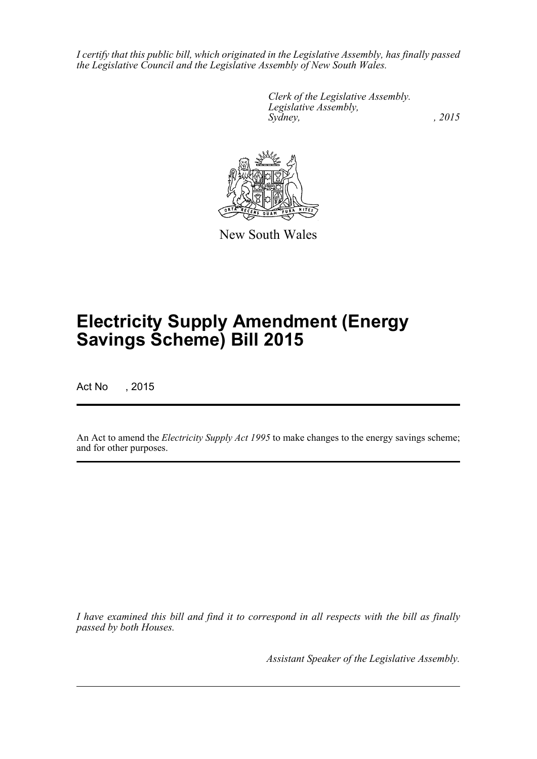*I certify that this public bill, which originated in the Legislative Assembly, has finally passed the Legislative Council and the Legislative Assembly of New South Wales.*

*Clerk of the Legislative Assembly.*
*Legislative Assembly,*
*Sydney, , 2015*

New South Wales

# Electricity Supply Amendment (Energy Savings Scheme) Bill 2015

Act No , 2015

An Act to amend the *Electricity Supply Act 1995* to make changes to the energy savings scheme; and for other purposes.

*I have examined this bill and find it to correspond in all respects with the bill as finally passed by both Houses.*

*Assistant Speaker of the Legislative Assembly.*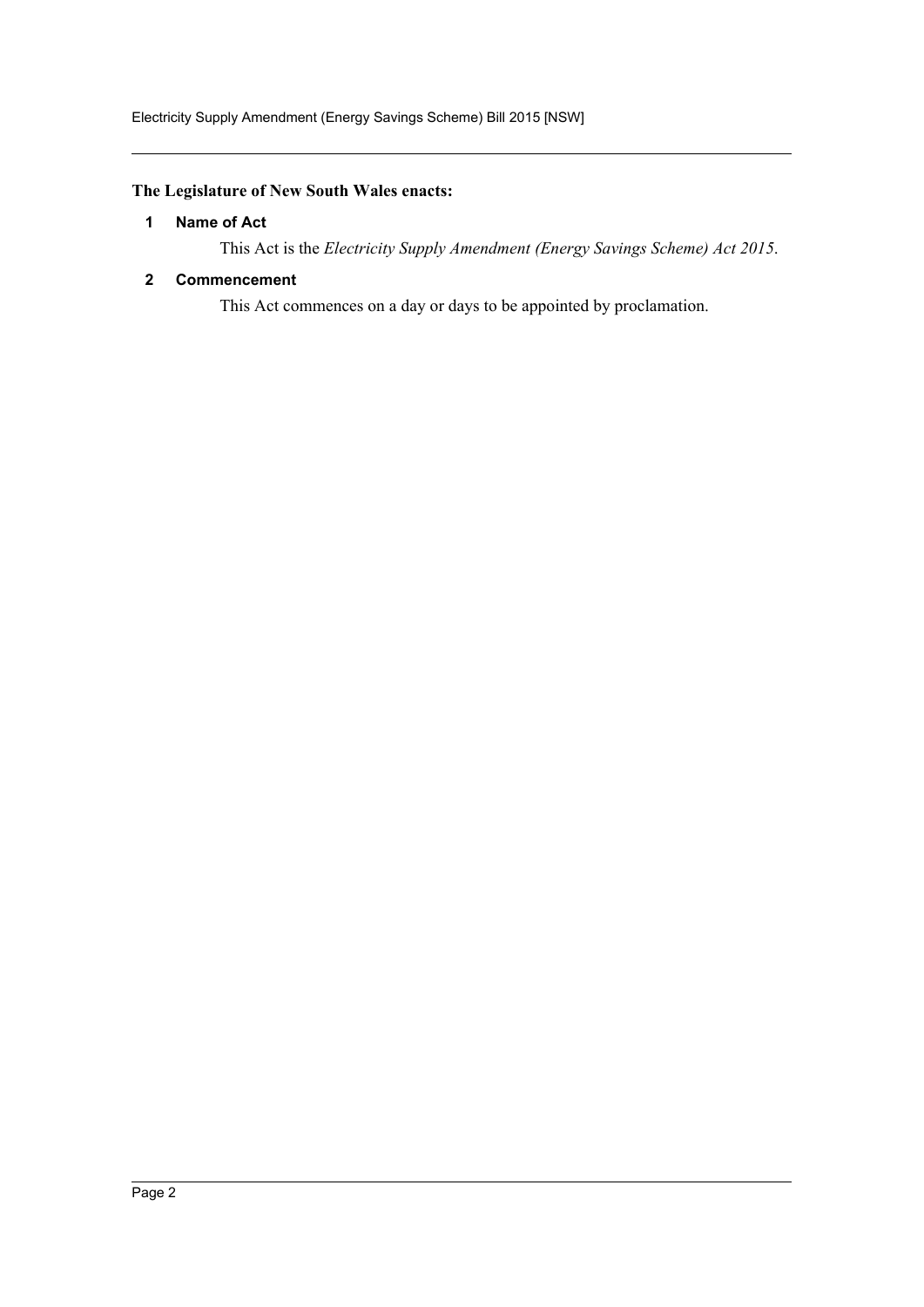**The Legislature of New South Wales enacts:**

### 1 Name of Act

This Act is the *Electricity Supply Amendment (Energy Savings Scheme) Act 2015*.

### 2 Commencement

This Act commences on a day or days to be appointed by proclamation.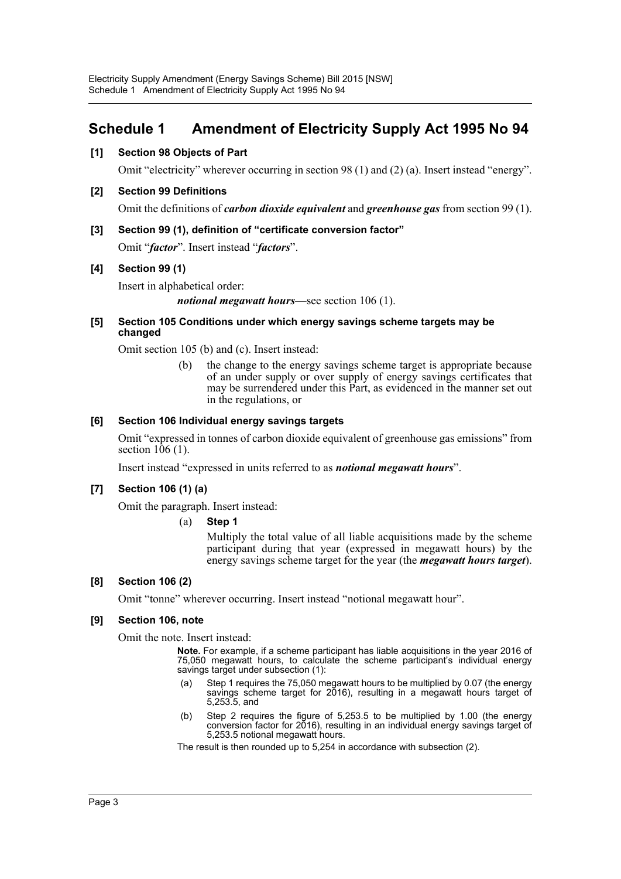# Schedule 1 Amendment of Electricity Supply Act 1995 No 94

**[1] Section 98 Objects of Part**

Omit "electricity" wherever occurring in section 98 (1) and (2) (a). Insert instead "energy".

**[2] Section 99 Definitions**

Omit the definitions of ***carbon dioxide equivalent*** and ***greenhouse gas*** from section 99 (1).

**[3] Section 99 (1), definition of "certificate conversion factor"**

Omit "***factor***". Insert instead "***factors***".

**[4] Section 99 (1)**

Insert in alphabetical order:

> ***notional megawatt hours***—see section 106 (1).

**[5] Section 105 Conditions under which energy savings scheme targets may be changed**

Omit section 105 (b) and (c). Insert instead:

> (b) the change to the energy savings scheme target is appropriate because of an under supply or over supply of energy savings certificates that may be surrendered under this Part, as evidenced in the manner set out in the regulations, or

**[6] Section 106 Individual energy savings targets**

Omit "expressed in tonnes of carbon dioxide equivalent of greenhouse gas emissions" from section 106 (1).

Insert instead "expressed in units referred to as ***notional megawatt hours***".

**[7] Section 106 (1) (a)**

Omit the paragraph. Insert instead:

> (a) **Step 1**
>
> Multiply the total value of all liable acquisitions made by the scheme participant during that year (expressed in megawatt hours) by the energy savings scheme target for the year (the ***megawatt hours target***).

**[8] Section 106 (2)**

Omit "tonne" wherever occurring. Insert instead "notional megawatt hour".

**[9] Section 106, note**

Omit the note. Insert instead:

> **Note.** For example, if a scheme participant has liable acquisitions in the year 2016 of 75,050 megawatt hours, to calculate the scheme participant's individual energy savings target under subsection (1):
>
> (a) Step 1 requires the 75,050 megawatt hours to be multiplied by 0.07 (the energy savings scheme target for 2016), resulting in a megawatt hours target of 5,253.5, and
>
> (b) Step 2 requires the figure of 5,253.5 to be multiplied by 1.00 (the energy conversion factor for 2016), resulting in an individual energy savings target of 5,253.5 notional megawatt hours.
>
> The result is then rounded up to 5,254 in accordance with subsection (2).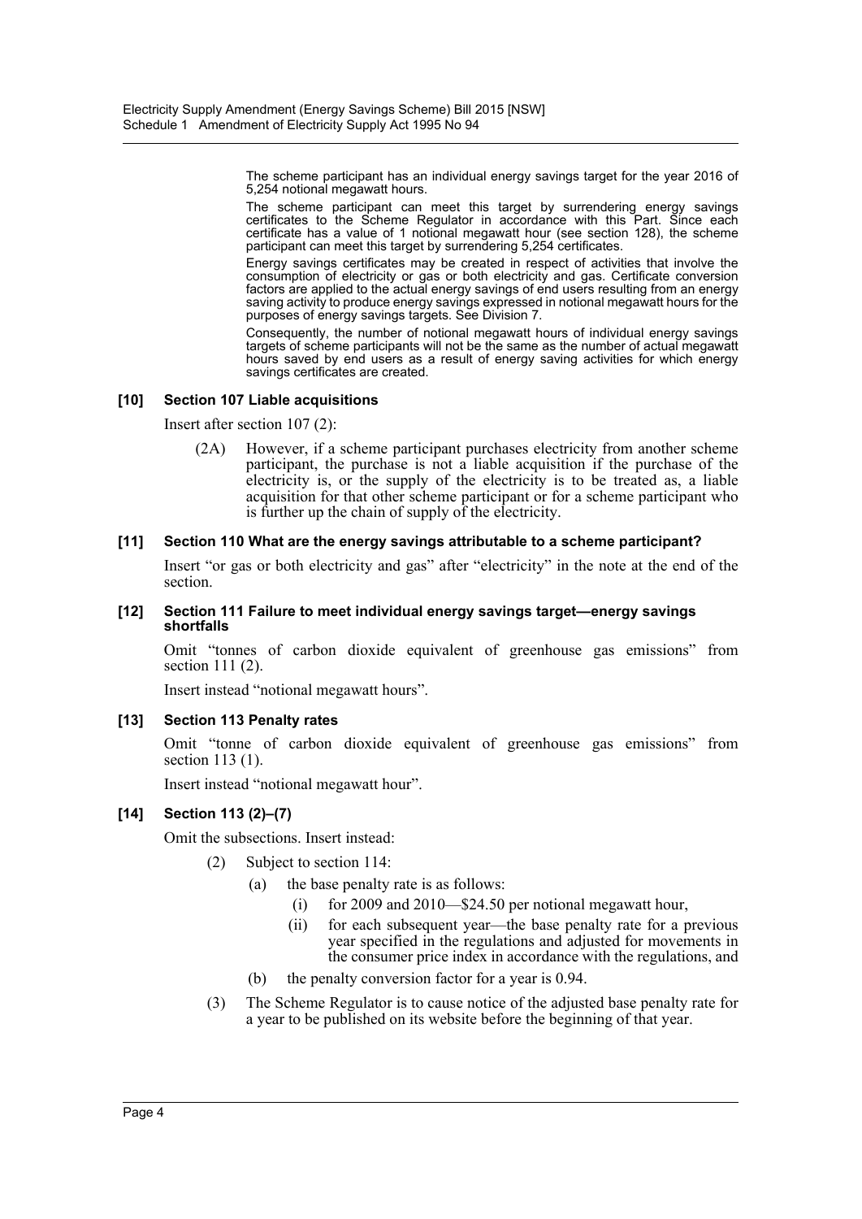The scheme participant has an individual energy savings target for the year 2016 of 5,254 notional megawatt hours.

The scheme participant can meet this target by surrendering energy savings certificates to the Scheme Regulator in accordance with this Part. Since each certificate has a value of 1 notional megawatt hour (see section 128), the scheme participant can meet this target by surrendering 5,254 certificates.

Energy savings certificates may be created in respect of activities that involve the consumption of electricity or gas or both electricity and gas. Certificate conversion factors are applied to the actual energy savings of end users resulting from an energy saving activity to produce energy savings expressed in notional megawatt hours for the purposes of energy savings targets. See Division 7.

Consequently, the number of notional megawatt hours of individual energy savings targets of scheme participants will not be the same as the number of actual megawatt hours saved by end users as a result of energy saving activities for which energy savings certificates are created.

#### [10] Section 107 Liable acquisitions

Insert after section 107 (2):

> (2A) However, if a scheme participant purchases electricity from another scheme participant, the purchase is not a liable acquisition if the purchase of the electricity is, or the supply of the electricity is to be treated as, a liable acquisition for that other scheme participant or for a scheme participant who is further up the chain of supply of the electricity.

#### [11] Section 110 What are the energy savings attributable to a scheme participant?

Insert "or gas or both electricity and gas" after "electricity" in the note at the end of the section.

#### [12] Section 111 Failure to meet individual energy savings target—energy savings shortfalls

Omit "tonnes of carbon dioxide equivalent of greenhouse gas emissions" from section 111 (2).

Insert instead "notional megawatt hours".

#### [13] Section 113 Penalty rates

Omit "tonne of carbon dioxide equivalent of greenhouse gas emissions" from section 113 (1).

Insert instead "notional megawatt hour".

#### [14] Section 113 (2)–(7)

Omit the subsections. Insert instead:

> (2) Subject to section 114:
>
> > (a) the base penalty rate is as follows:
> >
> > > (i) for 2009 and 2010—$24.50 per notional megawatt hour,
> > >
> > > (ii) for each subsequent year—the base penalty rate for a previous year specified in the regulations and adjusted for movements in the consumer price index in accordance with the regulations, and
> >
> > (b) the penalty conversion factor for a year is 0.94.
>
> (3) The Scheme Regulator is to cause notice of the adjusted base penalty rate for a year to be published on its website before the beginning of that year.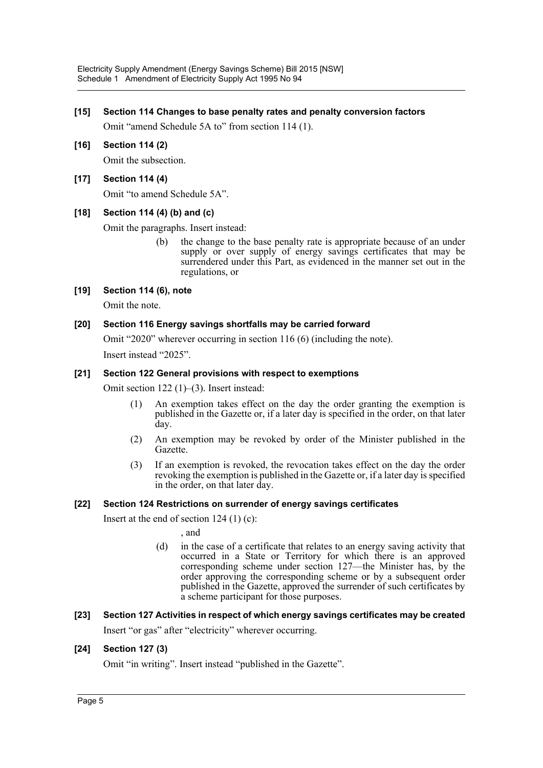### [15] Section 114 Changes to base penalty rates and penalty conversion factors

Omit "amend Schedule 5A to" from section 114 (1).

### [16] Section 114 (2)

Omit the subsection.

### [17] Section 114 (4)

Omit "to amend Schedule 5A".

### [18] Section 114 (4) (b) and (c)

Omit the paragraphs. Insert instead:

> (b) the change to the base penalty rate is appropriate because of an under supply or over supply of energy savings certificates that may be surrendered under this Part, as evidenced in the manner set out in the regulations, or

### [19] Section 114 (6), note

Omit the note.

### [20] Section 116 Energy savings shortfalls may be carried forward

Omit "2020" wherever occurring in section 116 (6) (including the note).

Insert instead "2025".

### [21] Section 122 General provisions with respect to exemptions

Omit section 122 (1)–(3). Insert instead:

> (1) An exemption takes effect on the day the order granting the exemption is published in the Gazette or, if a later day is specified in the order, on that later day.
>
> (2) An exemption may be revoked by order of the Minister published in the Gazette.
>
> (3) If an exemption is revoked, the revocation takes effect on the day the order revoking the exemption is published in the Gazette or, if a later day is specified in the order, on that later day.

### [22] Section 124 Restrictions on surrender of energy savings certificates

Insert at the end of section 124 (1) (c):

> , and
>
> (d) in the case of a certificate that relates to an energy saving activity that occurred in a State or Territory for which there is an approved corresponding scheme under section 127—the Minister has, by the order approving the corresponding scheme or by a subsequent order published in the Gazette, approved the surrender of such certificates by a scheme participant for those purposes.

### [23] Section 127 Activities in respect of which energy savings certificates may be created

Insert "or gas" after "electricity" wherever occurring.

### [24] Section 127 (3)

Omit "in writing". Insert instead "published in the Gazette".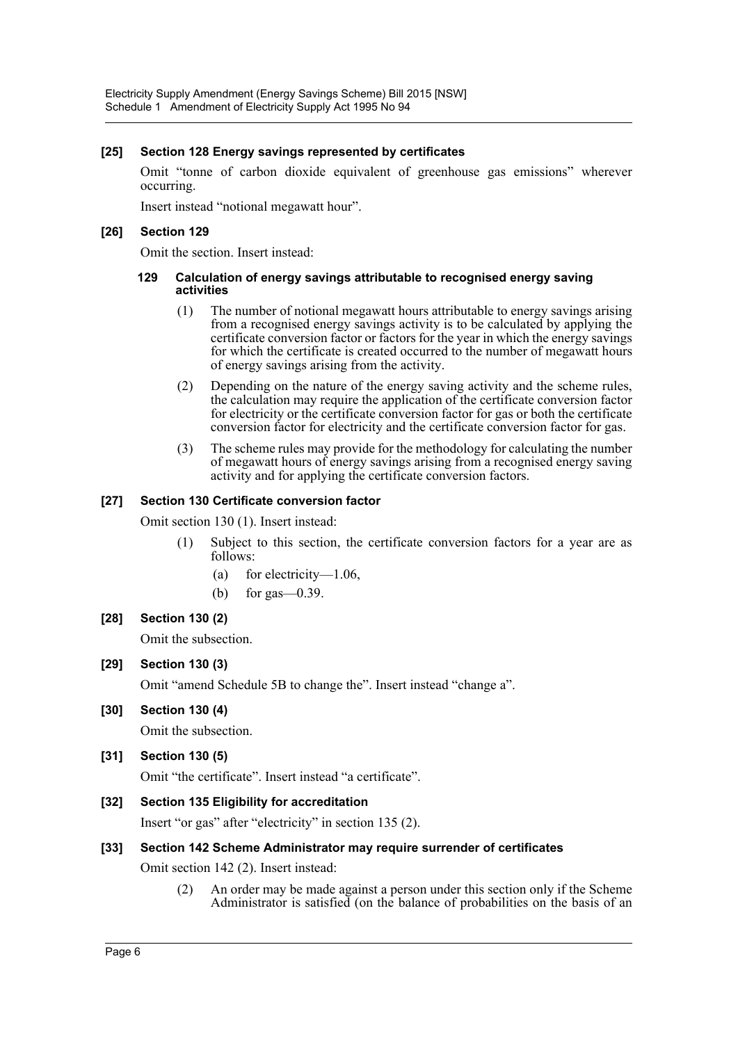**[25] Section 128 Energy savings represented by certificates**

Omit "tonne of carbon dioxide equivalent of greenhouse gas emissions" wherever occurring.

Insert instead "notional megawatt hour".

**[26] Section 129**

Omit the section. Insert instead:

**129 Calculation of energy savings attributable to recognised energy saving activities**

(1) The number of notional megawatt hours attributable to energy savings arising from a recognised energy savings activity is to be calculated by applying the certificate conversion factor or factors for the year in which the energy savings for which the certificate is created occurred to the number of megawatt hours of energy savings arising from the activity.

(2) Depending on the nature of the energy saving activity and the scheme rules, the calculation may require the application of the certificate conversion factor for electricity or the certificate conversion factor for gas or both the certificate conversion factor for electricity and the certificate conversion factor for gas.

(3) The scheme rules may provide for the methodology for calculating the number of megawatt hours of energy savings arising from a recognised energy saving activity and for applying the certificate conversion factors.

**[27] Section 130 Certificate conversion factor**

Omit section 130 (1). Insert instead:

(1) Subject to this section, the certificate conversion factors for a year are as follows:

(a) for electricity—1.06,

(b) for gas—0.39.

**[28] Section 130 (2)**

Omit the subsection.

**[29] Section 130 (3)**

Omit "amend Schedule 5B to change the". Insert instead "change a".

**[30] Section 130 (4)**

Omit the subsection.

**[31] Section 130 (5)**

Omit "the certificate". Insert instead "a certificate".

**[32] Section 135 Eligibility for accreditation**

Insert "or gas" after "electricity" in section 135 (2).

**[33] Section 142 Scheme Administrator may require surrender of certificates**

Omit section 142 (2). Insert instead:

(2) An order may be made against a person under this section only if the Scheme Administrator is satisfied (on the balance of probabilities on the basis of an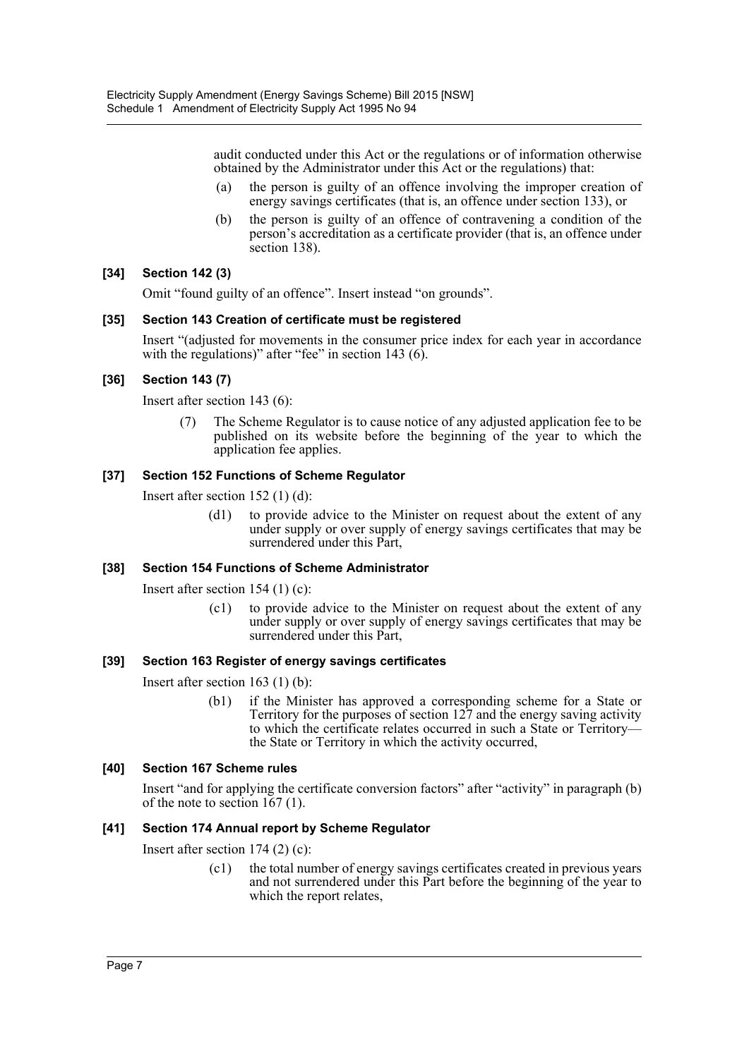audit conducted under this Act or the regulations or of information otherwise obtained by the Administrator under this Act or the regulations) that:

(a) the person is guilty of an offence involving the improper creation of energy savings certificates (that is, an offence under section 133), or

(b) the person is guilty of an offence of contravening a condition of the person's accreditation as a certificate provider (that is, an offence under section 138).

### [34] Section 142 (3)

Omit "found guilty of an offence". Insert instead "on grounds".

### [35] Section 143 Creation of certificate must be registered

Insert "(adjusted for movements in the consumer price index for each year in accordance with the regulations)" after "fee" in section 143 (6).

### [36] Section 143 (7)

Insert after section 143 (6):

(7) The Scheme Regulator is to cause notice of any adjusted application fee to be published on its website before the beginning of the year to which the application fee applies.

### [37] Section 152 Functions of Scheme Regulator

Insert after section 152 (1) (d):

(d1) to provide advice to the Minister on request about the extent of any under supply or over supply of energy savings certificates that may be surrendered under this Part,

### [38] Section 154 Functions of Scheme Administrator

Insert after section 154 (1) (c):

(c1) to provide advice to the Minister on request about the extent of any under supply or over supply of energy savings certificates that may be surrendered under this Part,

### [39] Section 163 Register of energy savings certificates

Insert after section 163 (1) (b):

(b1) if the Minister has approved a corresponding scheme for a State or Territory for the purposes of section 127 and the energy saving activity to which the certificate relates occurred in such a State or Territory—the State or Territory in which the activity occurred,

### [40] Section 167 Scheme rules

Insert "and for applying the certificate conversion factors" after "activity" in paragraph (b) of the note to section 167 (1).

### [41] Section 174 Annual report by Scheme Regulator

Insert after section 174 (2) (c):

(c1) the total number of energy savings certificates created in previous years and not surrendered under this Part before the beginning of the year to which the report relates,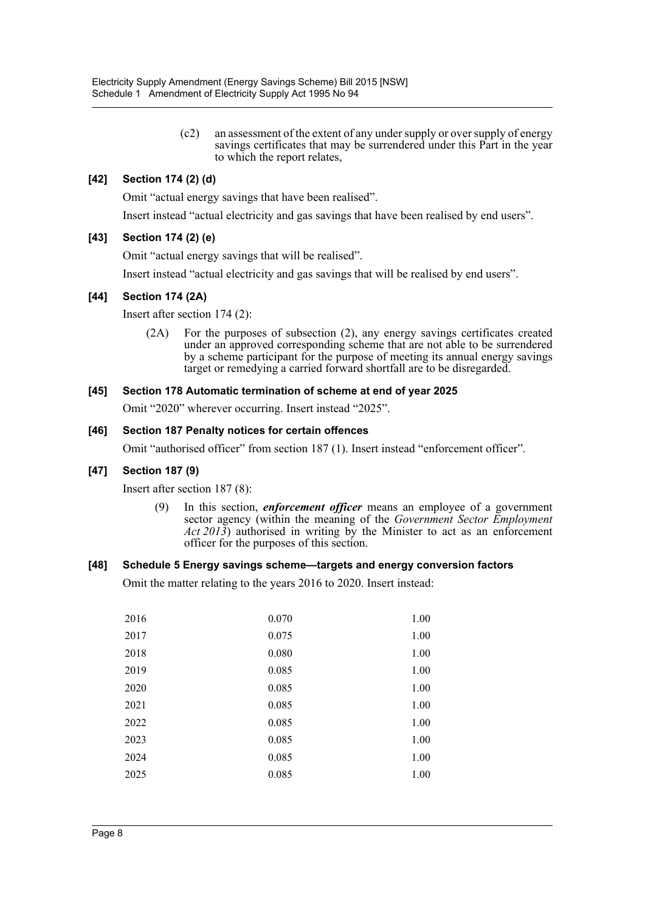(c2) an assessment of the extent of any under supply or over supply of energy savings certificates that may be surrendered under this Part in the year to which the report relates,

### [42] Section 174 (2) (d)

Omit "actual energy savings that have been realised".

Insert instead "actual electricity and gas savings that have been realised by end users".

### [43] Section 174 (2) (e)

Omit "actual energy savings that will be realised".

Insert instead "actual electricity and gas savings that will be realised by end users".

### [44] Section 174 (2A)

Insert after section 174 (2):

(2A) For the purposes of subsection (2), any energy savings certificates created under an approved corresponding scheme that are not able to be surrendered by a scheme participant for the purpose of meeting its annual energy savings target or remedying a carried forward shortfall are to be disregarded.

### [45] Section 178 Automatic termination of scheme at end of year 2025

Omit "2020" wherever occurring. Insert instead "2025".

### [46] Section 187 Penalty notices for certain offences

Omit "authorised officer" from section 187 (1). Insert instead "enforcement officer".

### [47] Section 187 (9)

Insert after section 187 (8):

(9) In this section, ***enforcement officer*** means an employee of a government sector agency (within the meaning of the *Government Sector Employment Act 2013*) authorised in writing by the Minister to act as an enforcement officer for the purposes of this section.

### [48] Schedule 5 Energy savings scheme—targets and energy conversion factors

Omit the matter relating to the years 2016 to 2020. Insert instead:

| | | |
|---|---|---|
| 2016 | 0.070 | 1.00 |
| 2017 | 0.075 | 1.00 |
| 2018 | 0.080 | 1.00 |
| 2019 | 0.085 | 1.00 |
| 2020 | 0.085 | 1.00 |
| 2021 | 0.085 | 1.00 |
| 2022 | 0.085 | 1.00 |
| 2023 | 0.085 | 1.00 |
| 2024 | 0.085 | 1.00 |
| 2025 | 0.085 | 1.00 |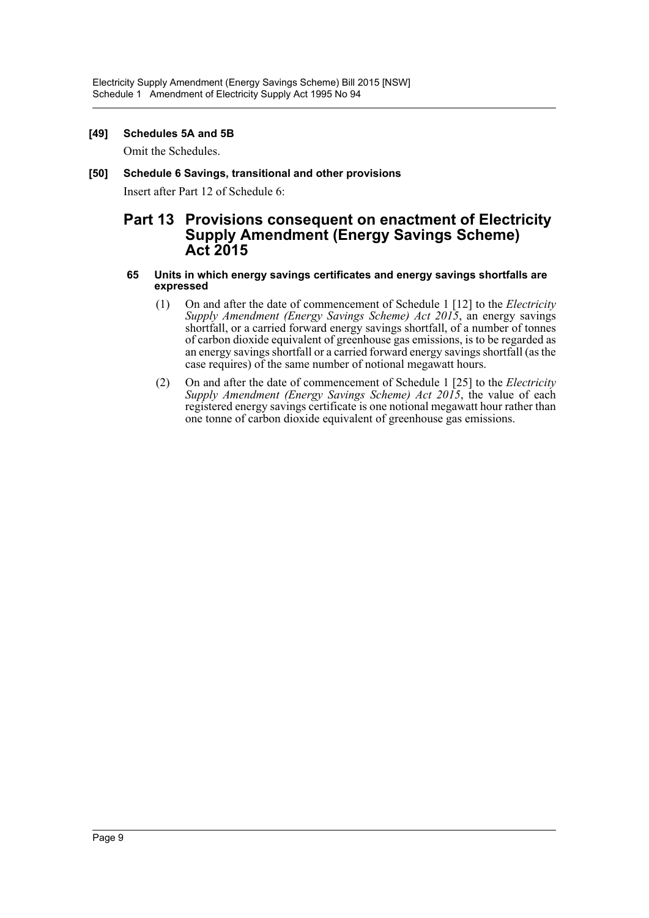**[49] Schedules 5A and 5B**

Omit the Schedules.

**[50] Schedule 6 Savings, transitional and other provisions**

Insert after Part 12 of Schedule 6:

## Part 13 Provisions consequent on enactment of Electricity Supply Amendment (Energy Savings Scheme) Act 2015

#### 65 Units in which energy savings certificates and energy savings shortfalls are expressed

(1) On and after the date of commencement of Schedule 1 [12] to the *Electricity Supply Amendment (Energy Savings Scheme) Act 2015*, an energy savings shortfall, or a carried forward energy savings shortfall, of a number of tonnes of carbon dioxide equivalent of greenhouse gas emissions, is to be regarded as an energy savings shortfall or a carried forward energy savings shortfall (as the case requires) of the same number of notional megawatt hours.

(2) On and after the date of commencement of Schedule 1 [25] to the *Electricity Supply Amendment (Energy Savings Scheme) Act 2015*, the value of each registered energy savings certificate is one notional megawatt hour rather than one tonne of carbon dioxide equivalent of greenhouse gas emissions.